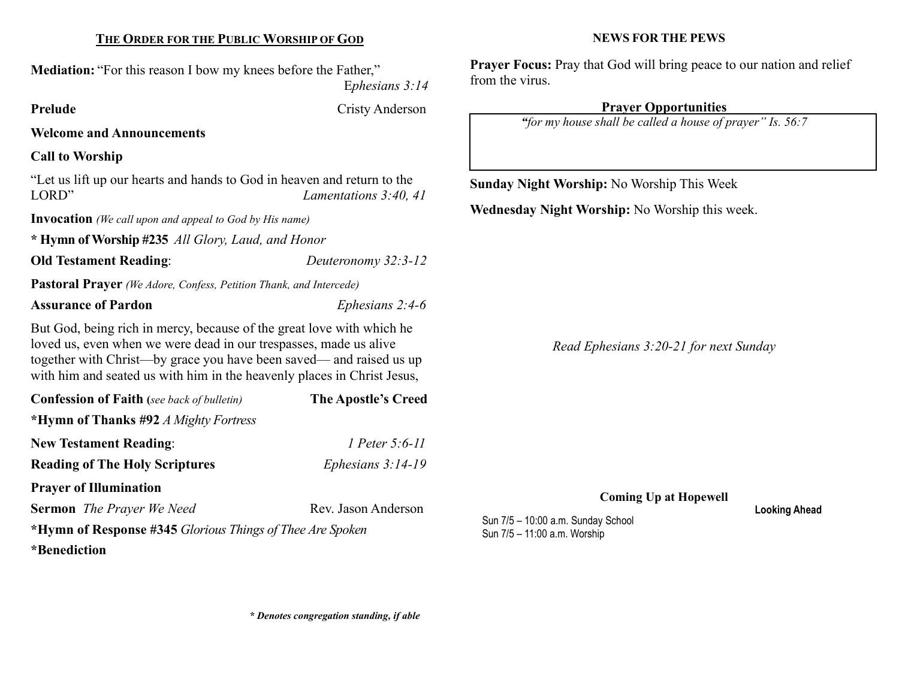## THE ORDER FOR THE PUBLIC WORSHIP OF GOD

**Mediation:** "For this reason I bow my knees before the Father," *Ephesians 3:14*

**Prelude** Cristy Anderson

**Welcome and Announcements**

**Call to Worship**

"Let us lift up our hearts and hands to God in heaven and return to the LORD" *Lamentations 3:40, 41*

**Invocation** *(We call upon and appeal to God by His name)*

**\* Hymn of Worship #235** *All Glory, Laud, and Honor*

**Old Testament Reading**: *Deuteronomy 32:3-12*

**Pastoral Prayer** *(We Adore, Confess, Petition Thank, and Intercede)*

**Assurance of Pardon** *Ephesians 2:4-6*

But God, being rich in mercy, because of the great love with which he loved us, even when we were dead in our trespasses, made us alive together with Christ—by grace you have been saved— and raised us up with him and seated us with him in the heavenly places in Christ Jesus,

**Confession of Faith (***see back of bulletin***)** **The Apostle's Creed**

**\*Hymn of Thanks #92** *A Mighty Fortress*

**New Testament Reading**: *1 Peter 5:6-11*

**Reading of The Holy Scriptures** *Ephesians 3:14-19*

**Prayer of Illumination**

**Sermon** *The Prayer We Need* Rev. Jason Anderson

**\*Hymn of Response #345** *Glorious Things of Thee Are Spoken*

**\*Benediction**

***\* Denotes congregation standing, if able***

## NEWS FOR THE PEWS

**Prayer Focus:** Pray that God will bring peace to our nation and relief from the virus.

**Prayer Opportunities**

***"****for my house shall be called a house of prayer" Is. 56:7*

**Sunday Night Worship:** No Worship This Week

**Wednesday Night Worship:** No Worship this week.

*Read Ephesians 3:20-21 for next Sunday*

**Coming Up at Hopewell**

**Looking Ahead**

Sun 7/5 – 10:00 a.m. Sunday School
Sun 7/5 – 11:00 a.m. Worship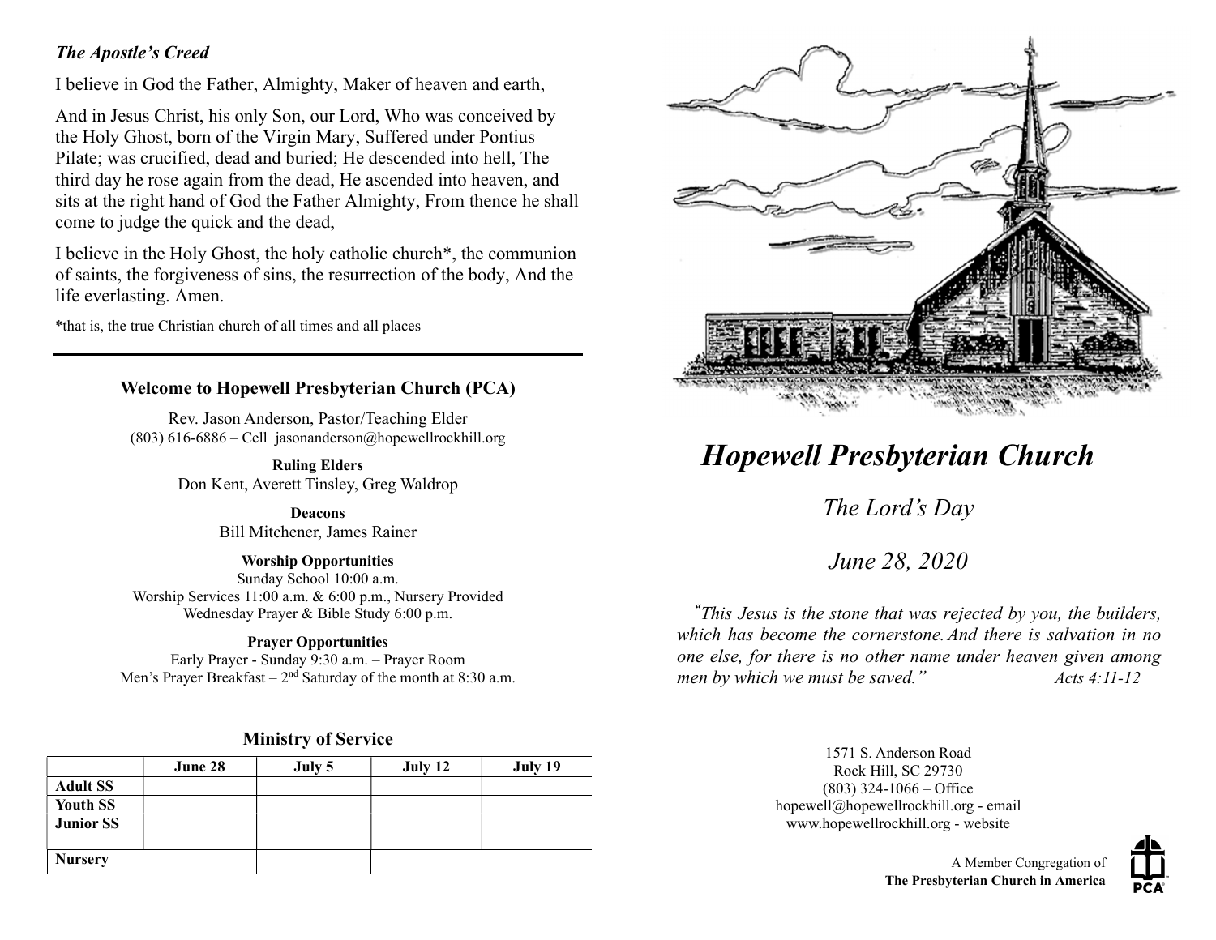*The Apostle's Creed*

I believe in God the Father, Almighty, Maker of heaven and earth,

And in Jesus Christ, his only Son, our Lord, Who was conceived by the Holy Ghost, born of the Virgin Mary, Suffered under Pontius Pilate; was crucified, dead and buried; He descended into hell, The third day he rose again from the dead, He ascended into heaven, and sits at the right hand of God the Father Almighty, From thence he shall come to judge the quick and the dead,

I believe in the Holy Ghost, the holy catholic church*, the communion of saints, the forgiveness of sins, the resurrection of the body, And the life everlasting. Amen.

*that is, the true Christian church of all times and all places

---

**Welcome to Hopewell Presbyterian Church (PCA)**

Rev. Jason Anderson, Pastor/Teaching Elder
(803) 616-6886 – Cell jasonanderson@hopewellrockhill.org

**Ruling Elders**
Don Kent, Averett Tinsley, Greg Waldrop

**Deacons**
Bill Mitchener, James Rainer

**Worship Opportunities**
Sunday School 10:00 a.m.
Worship Services 11:00 a.m. & 6:00 p.m., Nursery Provided
Wednesday Prayer & Bible Study 6:00 p.m.

**Prayer Opportunities**
Early Prayer - Sunday 9:30 a.m. – Prayer Room
Men's Prayer Breakfast – 2nd Saturday of the month at 8:30 a.m.

**Ministry of Service**

| | June 28 | July 5 | July 12 | July 19 |
|---|---|---|---|---|
| **Adult SS** | | | | |
| **Youth SS** | | | | |
| **Junior SS** | | | | |
| **Nursery** | | | | |

# *Hopewell Presbyterian Church*

*The Lord's Day*

*June 28, 2020*

*"This Jesus is the stone that was rejected by you, the builders, which has become the cornerstone. And there is salvation in no one else, for there is no other name under heaven given among men by which we must be saved."* *Acts 4:11-12*

1571 S. Anderson Road
Rock Hill, SC 29730
(803) 324-1066 – Office
hopewell@hopewellrockhill.org - email
www.hopewellrockhill.org - website

A Member Congregation of
**The Presbyterian Church in America**